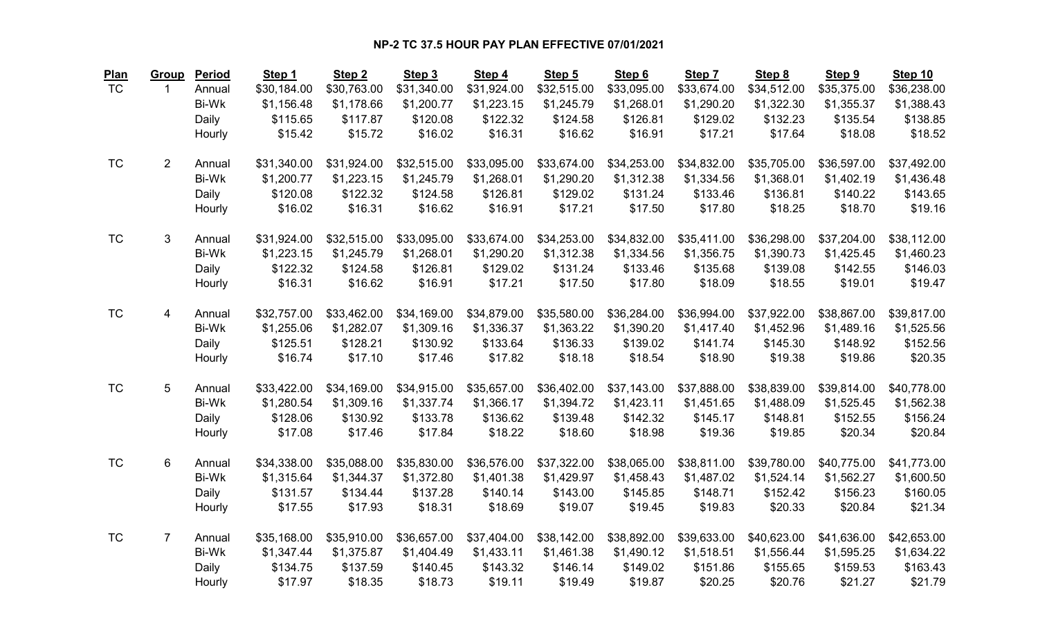**NP-2 TC 37.5 HOUR PAY PLAN EFFECTIVE 07/01/2021**

| Plan | Group | Period | Step 1 | Step 2 | Step 3 | Step 4 | Step 5 | Step 6 | Step 7 | Step 8 | Step 9 | Step 10 |
|---|---|---|---|---|---|---|---|---|---|---|---|---|
| TC | 1 | Annual | $30,184.00 | $30,763.00 | $31,340.00 | $31,924.00 | $32,515.00 | $33,095.00 | $33,674.00 | $34,512.00 | $35,375.00 | $36,238.00 |
| | | Bi-Wk | $1,156.48 | $1,178.66 | $1,200.77 | $1,223.15 | $1,245.79 | $1,268.01 | $1,290.20 | $1,322.30 | $1,355.37 | $1,388.43 |
| | | Daily | $115.65 | $117.87 | $120.08 | $122.32 | $124.58 | $126.81 | $129.02 | $132.23 | $135.54 | $138.85 |
| | | Hourly | $15.42 | $15.72 | $16.02 | $16.31 | $16.62 | $16.91 | $17.21 | $17.64 | $18.08 | $18.52 |
| TC | 2 | Annual | $31,340.00 | $31,924.00 | $32,515.00 | $33,095.00 | $33,674.00 | $34,253.00 | $34,832.00 | $35,705.00 | $36,597.00 | $37,492.00 |
| | | Bi-Wk | $1,200.77 | $1,223.15 | $1,245.79 | $1,268.01 | $1,290.20 | $1,312.38 | $1,334.56 | $1,368.01 | $1,402.19 | $1,436.48 |
| | | Daily | $120.08 | $122.32 | $124.58 | $126.81 | $129.02 | $131.24 | $133.46 | $136.81 | $140.22 | $143.65 |
| | | Hourly | $16.02 | $16.31 | $16.62 | $16.91 | $17.21 | $17.50 | $17.80 | $18.25 | $18.70 | $19.16 |
| TC | 3 | Annual | $31,924.00 | $32,515.00 | $33,095.00 | $33,674.00 | $34,253.00 | $34,832.00 | $35,411.00 | $36,298.00 | $37,204.00 | $38,112.00 |
| | | Bi-Wk | $1,223.15 | $1,245.79 | $1,268.01 | $1,290.20 | $1,312.38 | $1,334.56 | $1,356.75 | $1,390.73 | $1,425.45 | $1,460.23 |
| | | Daily | $122.32 | $124.58 | $126.81 | $129.02 | $131.24 | $133.46 | $135.68 | $139.08 | $142.55 | $146.03 |
| | | Hourly | $16.31 | $16.62 | $16.91 | $17.21 | $17.50 | $17.80 | $18.09 | $18.55 | $19.01 | $19.47 |
| TC | 4 | Annual | $32,757.00 | $33,462.00 | $34,169.00 | $34,879.00 | $35,580.00 | $36,284.00 | $36,994.00 | $37,922.00 | $38,867.00 | $39,817.00 |
| | | Bi-Wk | $1,255.06 | $1,282.07 | $1,309.16 | $1,336.37 | $1,363.22 | $1,390.20 | $1,417.40 | $1,452.96 | $1,489.16 | $1,525.56 |
| | | Daily | $125.51 | $128.21 | $130.92 | $133.64 | $136.33 | $139.02 | $141.74 | $145.30 | $148.92 | $152.56 |
| | | Hourly | $16.74 | $17.10 | $17.46 | $17.82 | $18.18 | $18.54 | $18.90 | $19.38 | $19.86 | $20.35 |
| TC | 5 | Annual | $33,422.00 | $34,169.00 | $34,915.00 | $35,657.00 | $36,402.00 | $37,143.00 | $37,888.00 | $38,839.00 | $39,814.00 | $40,778.00 |
| | | Bi-Wk | $1,280.54 | $1,309.16 | $1,337.74 | $1,366.17 | $1,394.72 | $1,423.11 | $1,451.65 | $1,488.09 | $1,525.45 | $1,562.38 |
| | | Daily | $128.06 | $130.92 | $133.78 | $136.62 | $139.48 | $142.32 | $145.17 | $148.81 | $152.55 | $156.24 |
| | | Hourly | $17.08 | $17.46 | $17.84 | $18.22 | $18.60 | $18.98 | $19.36 | $19.85 | $20.34 | $20.84 |
| TC | 6 | Annual | $34,338.00 | $35,088.00 | $35,830.00 | $36,576.00 | $37,322.00 | $38,065.00 | $38,811.00 | $39,780.00 | $40,775.00 | $41,773.00 |
| | | Bi-Wk | $1,315.64 | $1,344.37 | $1,372.80 | $1,401.38 | $1,429.97 | $1,458.43 | $1,487.02 | $1,524.14 | $1,562.27 | $1,600.50 |
| | | Daily | $131.57 | $134.44 | $137.28 | $140.14 | $143.00 | $145.85 | $148.71 | $152.42 | $156.23 | $160.05 |
| | | Hourly | $17.55 | $17.93 | $18.31 | $18.69 | $19.07 | $19.45 | $19.83 | $20.33 | $20.84 | $21.34 |
| TC | 7 | Annual | $35,168.00 | $35,910.00 | $36,657.00 | $37,404.00 | $38,142.00 | $38,892.00 | $39,633.00 | $40,623.00 | $41,636.00 | $42,653.00 |
| | | Bi-Wk | $1,347.44 | $1,375.87 | $1,404.49 | $1,433.11 | $1,461.38 | $1,490.12 | $1,518.51 | $1,556.44 | $1,595.25 | $1,634.22 |
| | | Daily | $134.75 | $137.59 | $140.45 | $143.32 | $146.14 | $149.02 | $151.86 | $155.65 | $159.53 | $163.43 |
| | | Hourly | $17.97 | $18.35 | $18.73 | $19.11 | $19.49 | $19.87 | $20.25 | $20.76 | $21.27 | $21.79 |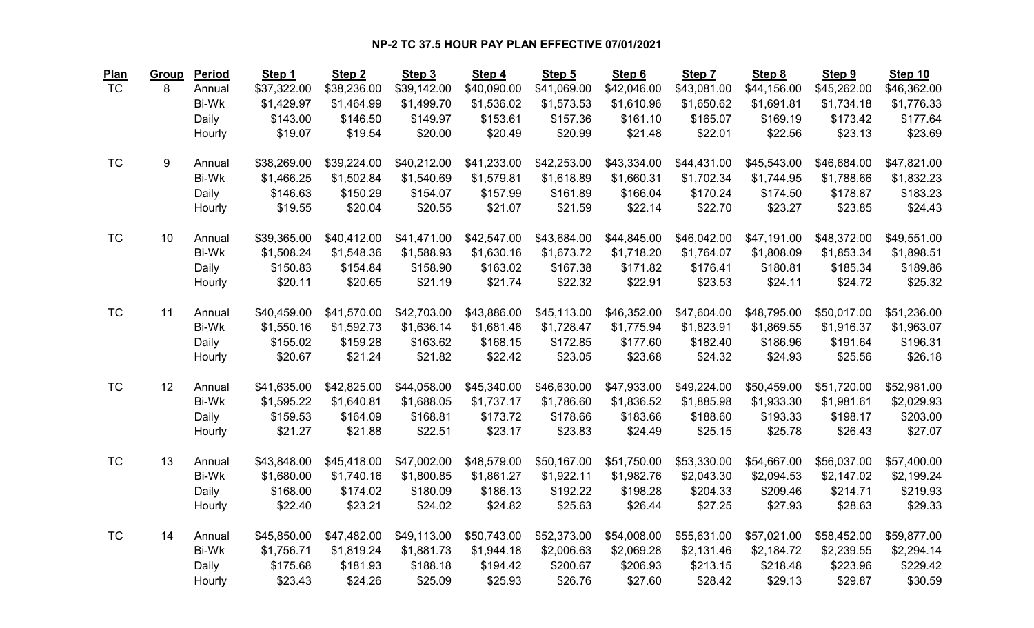# NP-2 TC 37.5 HOUR PAY PLAN EFFECTIVE 07/01/2021

| Plan | Group | Period | Step 1 | Step 2 | Step 3 | Step 4 | Step 5 | Step 6 | Step 7 | Step 8 | Step 9 | Step 10 |
|---|---|---|---|---|---|---|---|---|---|---|---|---|
| TC | 8 | Annual | $37,322.00 | $38,236.00 | $39,142.00 | $40,090.00 | $41,069.00 | $42,046.00 | $43,081.00 | $44,156.00 | $45,262.00 | $46,362.00 |
| | | Bi-Wk | $1,429.97 | $1,464.99 | $1,499.70 | $1,536.02 | $1,573.53 | $1,610.96 | $1,650.62 | $1,691.81 | $1,734.18 | $1,776.33 |
| | | Daily | $143.00 | $146.50 | $149.97 | $153.61 | $157.36 | $161.10 | $165.07 | $169.19 | $173.42 | $177.64 |
| | | Hourly | $19.07 | $19.54 | $20.00 | $20.49 | $20.99 | $21.48 | $22.01 | $22.56 | $23.13 | $23.69 |
| TC | 9 | Annual | $38,269.00 | $39,224.00 | $40,212.00 | $41,233.00 | $42,253.00 | $43,334.00 | $44,431.00 | $45,543.00 | $46,684.00 | $47,821.00 |
| | | Bi-Wk | $1,466.25 | $1,502.84 | $1,540.69 | $1,579.81 | $1,618.89 | $1,660.31 | $1,702.34 | $1,744.95 | $1,788.66 | $1,832.23 |
| | | Daily | $146.63 | $150.29 | $154.07 | $157.99 | $161.89 | $166.04 | $170.24 | $174.50 | $178.87 | $183.23 |
| | | Hourly | $19.55 | $20.04 | $20.55 | $21.07 | $21.59 | $22.14 | $22.70 | $23.27 | $23.85 | $24.43 |
| TC | 10 | Annual | $39,365.00 | $40,412.00 | $41,471.00 | $42,547.00 | $43,684.00 | $44,845.00 | $46,042.00 | $47,191.00 | $48,372.00 | $49,551.00 |
| | | Bi-Wk | $1,508.24 | $1,548.36 | $1,588.93 | $1,630.16 | $1,673.72 | $1,718.20 | $1,764.07 | $1,808.09 | $1,853.34 | $1,898.51 |
| | | Daily | $150.83 | $154.84 | $158.90 | $163.02 | $167.38 | $171.82 | $176.41 | $180.81 | $185.34 | $189.86 |
| | | Hourly | $20.11 | $20.65 | $21.19 | $21.74 | $22.32 | $22.91 | $23.53 | $24.11 | $24.72 | $25.32 |
| TC | 11 | Annual | $40,459.00 | $41,570.00 | $42,703.00 | $43,886.00 | $45,113.00 | $46,352.00 | $47,604.00 | $48,795.00 | $50,017.00 | $51,236.00 |
| | | Bi-Wk | $1,550.16 | $1,592.73 | $1,636.14 | $1,681.46 | $1,728.47 | $1,775.94 | $1,823.91 | $1,869.55 | $1,916.37 | $1,963.07 |
| | | Daily | $155.02 | $159.28 | $163.62 | $168.15 | $172.85 | $177.60 | $182.40 | $186.96 | $191.64 | $196.31 |
| | | Hourly | $20.67 | $21.24 | $21.82 | $22.42 | $23.05 | $23.68 | $24.32 | $24.93 | $25.56 | $26.18 |
| TC | 12 | Annual | $41,635.00 | $42,825.00 | $44,058.00 | $45,340.00 | $46,630.00 | $47,933.00 | $49,224.00 | $50,459.00 | $51,720.00 | $52,981.00 |
| | | Bi-Wk | $1,595.22 | $1,640.81 | $1,688.05 | $1,737.17 | $1,786.60 | $1,836.52 | $1,885.98 | $1,933.30 | $1,981.61 | $2,029.93 |
| | | Daily | $159.53 | $164.09 | $168.81 | $173.72 | $178.66 | $183.66 | $188.60 | $193.33 | $198.17 | $203.00 |
| | | Hourly | $21.27 | $21.88 | $22.51 | $23.17 | $23.83 | $24.49 | $25.15 | $25.78 | $26.43 | $27.07 |
| TC | 13 | Annual | $43,848.00 | $45,418.00 | $47,002.00 | $48,579.00 | $50,167.00 | $51,750.00 | $53,330.00 | $54,667.00 | $56,037.00 | $57,400.00 |
| | | Bi-Wk | $1,680.00 | $1,740.16 | $1,800.85 | $1,861.27 | $1,922.11 | $1,982.76 | $2,043.30 | $2,094.53 | $2,147.02 | $2,199.24 |
| | | Daily | $168.00 | $174.02 | $180.09 | $186.13 | $192.22 | $198.28 | $204.33 | $209.46 | $214.71 | $219.93 |
| | | Hourly | $22.40 | $23.21 | $24.02 | $24.82 | $25.63 | $26.44 | $27.25 | $27.93 | $28.63 | $29.33 |
| TC | 14 | Annual | $45,850.00 | $47,482.00 | $49,113.00 | $50,743.00 | $52,373.00 | $54,008.00 | $55,631.00 | $57,021.00 | $58,452.00 | $59,877.00 |
| | | Bi-Wk | $1,756.71 | $1,819.24 | $1,881.73 | $1,944.18 | $2,006.63 | $2,069.28 | $2,131.46 | $2,184.72 | $2,239.55 | $2,294.14 |
| | | Daily | $175.68 | $181.93 | $188.18 | $194.42 | $200.67 | $206.93 | $213.15 | $218.48 | $223.96 | $229.42 |
| | | Hourly | $23.43 | $24.26 | $25.09 | $25.93 | $26.76 | $27.60 | $28.42 | $29.13 | $29.87 | $30.59 |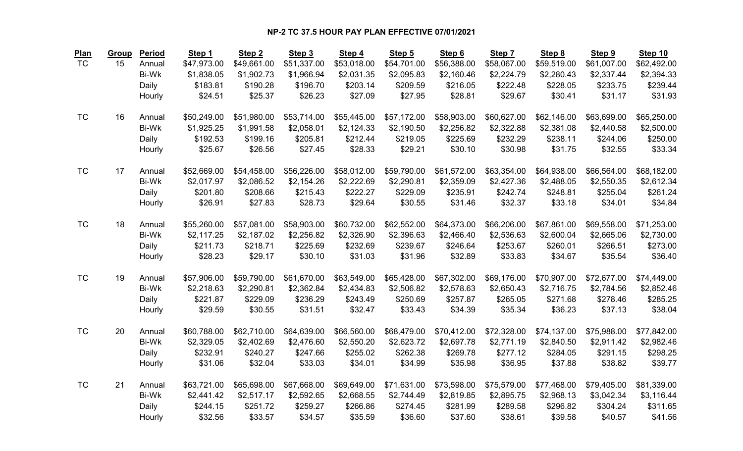# NP-2 TC 37.5 HOUR PAY PLAN EFFECTIVE 07/01/2021

| Plan | Group | Period | Step 1 | Step 2 | Step 3 | Step 4 | Step 5 | Step 6 | Step 7 | Step 8 | Step 9 | Step 10 |
|---|---|---|---|---|---|---|---|---|---|---|---|---|
| TC | 15 | Annual | $47,973.00 | $49,661.00 | $51,337.00 | $53,018.00 | $54,701.00 | $56,388.00 | $58,067.00 | $59,519.00 | $61,007.00 | $62,492.00 |
| | | Bi-Wk | $1,838.05 | $1,902.73 | $1,966.94 | $2,031.35 | $2,095.83 | $2,160.46 | $2,224.79 | $2,280.43 | $2,337.44 | $2,394.33 |
| | | Daily | $183.81 | $190.28 | $196.70 | $203.14 | $209.59 | $216.05 | $222.48 | $228.05 | $233.75 | $239.44 |
| | | Hourly | $24.51 | $25.37 | $26.23 | $27.09 | $27.95 | $28.81 | $29.67 | $30.41 | $31.17 | $31.93 |
| TC | 16 | Annual | $50,249.00 | $51,980.00 | $53,714.00 | $55,445.00 | $57,172.00 | $58,903.00 | $60,627.00 | $62,146.00 | $63,699.00 | $65,250.00 |
| | | Bi-Wk | $1,925.25 | $1,991.58 | $2,058.01 | $2,124.33 | $2,190.50 | $2,256.82 | $2,322.88 | $2,381.08 | $2,440.58 | $2,500.00 |
| | | Daily | $192.53 | $199.16 | $205.81 | $212.44 | $219.05 | $225.69 | $232.29 | $238.11 | $244.06 | $250.00 |
| | | Hourly | $25.67 | $26.56 | $27.45 | $28.33 | $29.21 | $30.10 | $30.98 | $31.75 | $32.55 | $33.34 |
| TC | 17 | Annual | $52,669.00 | $54,458.00 | $56,226.00 | $58,012.00 | $59,790.00 | $61,572.00 | $63,354.00 | $64,938.00 | $66,564.00 | $68,182.00 |
| | | Bi-Wk | $2,017.97 | $2,086.52 | $2,154.26 | $2,222.69 | $2,290.81 | $2,359.09 | $2,427.36 | $2,488.05 | $2,550.35 | $2,612.34 |
| | | Daily | $201.80 | $208.66 | $215.43 | $222.27 | $229.09 | $235.91 | $242.74 | $248.81 | $255.04 | $261.24 |
| | | Hourly | $26.91 | $27.83 | $28.73 | $29.64 | $30.55 | $31.46 | $32.37 | $33.18 | $34.01 | $34.84 |
| TC | 18 | Annual | $55,260.00 | $57,081.00 | $58,903.00 | $60,732.00 | $62,552.00 | $64,373.00 | $66,206.00 | $67,861.00 | $69,558.00 | $71,253.00 |
| | | Bi-Wk | $2,117.25 | $2,187.02 | $2,256.82 | $2,326.90 | $2,396.63 | $2,466.40 | $2,536.63 | $2,600.04 | $2,665.06 | $2,730.00 |
| | | Daily | $211.73 | $218.71 | $225.69 | $232.69 | $239.67 | $246.64 | $253.67 | $260.01 | $266.51 | $273.00 |
| | | Hourly | $28.23 | $29.17 | $30.10 | $31.03 | $31.96 | $32.89 | $33.83 | $34.67 | $35.54 | $36.40 |
| TC | 19 | Annual | $57,906.00 | $59,790.00 | $61,670.00 | $63,549.00 | $65,428.00 | $67,302.00 | $69,176.00 | $70,907.00 | $72,677.00 | $74,449.00 |
| | | Bi-Wk | $2,218.63 | $2,290.81 | $2,362.84 | $2,434.83 | $2,506.82 | $2,578.63 | $2,650.43 | $2,716.75 | $2,784.56 | $2,852.46 |
| | | Daily | $221.87 | $229.09 | $236.29 | $243.49 | $250.69 | $257.87 | $265.05 | $271.68 | $278.46 | $285.25 |
| | | Hourly | $29.59 | $30.55 | $31.51 | $32.47 | $33.43 | $34.39 | $35.34 | $36.23 | $37.13 | $38.04 |
| TC | 20 | Annual | $60,788.00 | $62,710.00 | $64,639.00 | $66,560.00 | $68,479.00 | $70,412.00 | $72,328.00 | $74,137.00 | $75,988.00 | $77,842.00 |
| | | Bi-Wk | $2,329.05 | $2,402.69 | $2,476.60 | $2,550.20 | $2,623.72 | $2,697.78 | $2,771.19 | $2,840.50 | $2,911.42 | $2,982.46 |
| | | Daily | $232.91 | $240.27 | $247.66 | $255.02 | $262.38 | $269.78 | $277.12 | $284.05 | $291.15 | $298.25 |
| | | Hourly | $31.06 | $32.04 | $33.03 | $34.01 | $34.99 | $35.98 | $36.95 | $37.88 | $38.82 | $39.77 |
| TC | 21 | Annual | $63,721.00 | $65,698.00 | $67,668.00 | $69,649.00 | $71,631.00 | $73,598.00 | $75,579.00 | $77,468.00 | $79,405.00 | $81,339.00 |
| | | Bi-Wk | $2,441.42 | $2,517.17 | $2,592.65 | $2,668.55 | $2,744.49 | $2,819.85 | $2,895.75 | $2,968.13 | $3,042.34 | $3,116.44 |
| | | Daily | $244.15 | $251.72 | $259.27 | $266.86 | $274.45 | $281.99 | $289.58 | $296.82 | $304.24 | $311.65 |
| | | Hourly | $32.56 | $33.57 | $34.57 | $35.59 | $36.60 | $37.60 | $38.61 | $39.58 | $40.57 | $41.56 |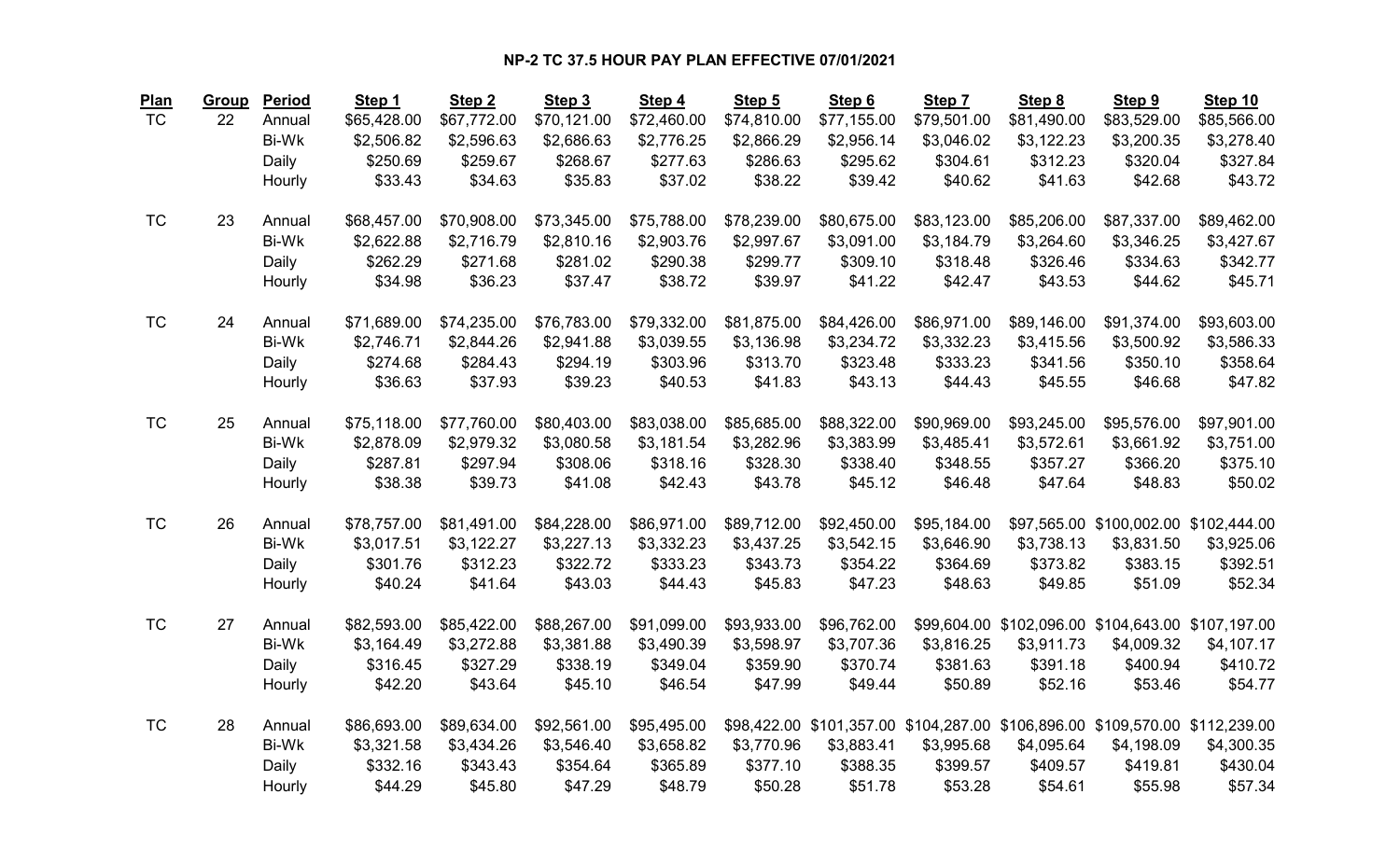# NP-2 TC 37.5 HOUR PAY PLAN EFFECTIVE 07/01/2021

| Plan | Group | Period | Step 1 | Step 2 | Step 3 | Step 4 | Step 5 | Step 6 | Step 7 | Step 8 | Step 9 | Step 10 |
|---|---|---|---|---|---|---|---|---|---|---|---|---|
| TC | 22 | Annual | $65,428.00 | $67,772.00 | $70,121.00 | $72,460.00 | $74,810.00 | $77,155.00 | $79,501.00 | $81,490.00 | $83,529.00 | $85,566.00 |
| | | Bi-Wk | $2,506.82 | $2,596.63 | $2,686.63 | $2,776.25 | $2,866.29 | $2,956.14 | $3,046.02 | $3,122.23 | $3,200.35 | $3,278.40 |
| | | Daily | $250.69 | $259.67 | $268.67 | $277.63 | $286.63 | $295.62 | $304.61 | $312.23 | $320.04 | $327.84 |
| | | Hourly | $33.43 | $34.63 | $35.83 | $37.02 | $38.22 | $39.42 | $40.62 | $41.63 | $42.68 | $43.72 |
| TC | 23 | Annual | $68,457.00 | $70,908.00 | $73,345.00 | $75,788.00 | $78,239.00 | $80,675.00 | $83,123.00 | $85,206.00 | $87,337.00 | $89,462.00 |
| | | Bi-Wk | $2,622.88 | $2,716.79 | $2,810.16 | $2,903.76 | $2,997.67 | $3,091.00 | $3,184.79 | $3,264.60 | $3,346.25 | $3,427.67 |
| | | Daily | $262.29 | $271.68 | $281.02 | $290.38 | $299.77 | $309.10 | $318.48 | $326.46 | $334.63 | $342.77 |
| | | Hourly | $34.98 | $36.23 | $37.47 | $38.72 | $39.97 | $41.22 | $42.47 | $43.53 | $44.62 | $45.71 |
| TC | 24 | Annual | $71,689.00 | $74,235.00 | $76,783.00 | $79,332.00 | $81,875.00 | $84,426.00 | $86,971.00 | $89,146.00 | $91,374.00 | $93,603.00 |
| | | Bi-Wk | $2,746.71 | $2,844.26 | $2,941.88 | $3,039.55 | $3,136.98 | $3,234.72 | $3,332.23 | $3,415.56 | $3,500.92 | $3,586.33 |
| | | Daily | $274.68 | $284.43 | $294.19 | $303.96 | $313.70 | $323.48 | $333.23 | $341.56 | $350.10 | $358.64 |
| | | Hourly | $36.63 | $37.93 | $39.23 | $40.53 | $41.83 | $43.13 | $44.43 | $45.55 | $46.68 | $47.82 |
| TC | 25 | Annual | $75,118.00 | $77,760.00 | $80,403.00 | $83,038.00 | $85,685.00 | $88,322.00 | $90,969.00 | $93,245.00 | $95,576.00 | $97,901.00 |
| | | Bi-Wk | $2,878.09 | $2,979.32 | $3,080.58 | $3,181.54 | $3,282.96 | $3,383.99 | $3,485.41 | $3,572.61 | $3,661.92 | $3,751.00 |
| | | Daily | $287.81 | $297.94 | $308.06 | $318.16 | $328.30 | $338.40 | $348.55 | $357.27 | $366.20 | $375.10 |
| | | Hourly | $38.38 | $39.73 | $41.08 | $42.43 | $43.78 | $45.12 | $46.48 | $47.64 | $48.83 | $50.02 |
| TC | 26 | Annual | $78,757.00 | $81,491.00 | $84,228.00 | $86,971.00 | $89,712.00 | $92,450.00 | $95,184.00 | $97,565.00 | $100,002.00 | $102,444.00 |
| | | Bi-Wk | $3,017.51 | $3,122.27 | $3,227.13 | $3,332.23 | $3,437.25 | $3,542.15 | $3,646.90 | $3,738.13 | $3,831.50 | $3,925.06 |
| | | Daily | $301.76 | $312.23 | $322.72 | $333.23 | $343.73 | $354.22 | $364.69 | $373.82 | $383.15 | $392.51 |
| | | Hourly | $40.24 | $41.64 | $43.03 | $44.43 | $45.83 | $47.23 | $48.63 | $49.85 | $51.09 | $52.34 |
| TC | 27 | Annual | $82,593.00 | $85,422.00 | $88,267.00 | $91,099.00 | $93,933.00 | $96,762.00 | $99,604.00 | $102,096.00 | $104,643.00 | $107,197.00 |
| | | Bi-Wk | $3,164.49 | $3,272.88 | $3,381.88 | $3,490.39 | $3,598.97 | $3,707.36 | $3,816.25 | $3,911.73 | $4,009.32 | $4,107.17 |
| | | Daily | $316.45 | $327.29 | $338.19 | $349.04 | $359.90 | $370.74 | $381.63 | $391.18 | $400.94 | $410.72 |
| | | Hourly | $42.20 | $43.64 | $45.10 | $46.54 | $47.99 | $49.44 | $50.89 | $52.16 | $53.46 | $54.77 |
| TC | 28 | Annual | $86,693.00 | $89,634.00 | $92,561.00 | $95,495.00 | $98,422.00 | $101,357.00 | $104,287.00 | $106,896.00 | $109,570.00 | $112,239.00 |
| | | Bi-Wk | $3,321.58 | $3,434.26 | $3,546.40 | $3,658.82 | $3,770.96 | $3,883.41 | $3,995.68 | $4,095.64 | $4,198.09 | $4,300.35 |
| | | Daily | $332.16 | $343.43 | $354.64 | $365.89 | $377.10 | $388.35 | $399.57 | $409.57 | $419.81 | $430.04 |
| | | Hourly | $44.29 | $45.80 | $47.29 | $48.79 | $50.28 | $51.78 | $53.28 | $54.61 | $55.98 | $57.34 |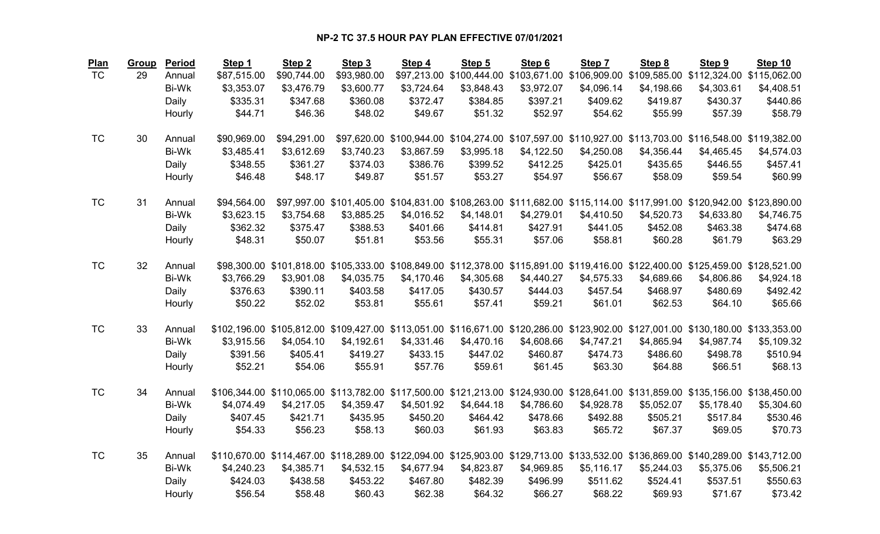**NP-2 TC 37.5 HOUR PAY PLAN EFFECTIVE 07/01/2021**

| Plan | Group | Period | Step 1 | Step 2 | Step 3 | Step 4 | Step 5 | Step 6 | Step 7 | Step 8 | Step 9 | Step 10 |
|---|---|---|---|---|---|---|---|---|---|---|---|---|
| TC | 29 | Annual | $87,515.00 | $90,744.00 | $93,980.00 | $97,213.00 | $100,444.00 | $103,671.00 | $106,909.00 | $109,585.00 | $112,324.00 | $115,062.00 |
| | | Bi-Wk | $3,353.07 | $3,476.79 | $3,600.77 | $3,724.64 | $3,848.43 | $3,972.07 | $4,096.14 | $4,198.66 | $4,303.61 | $4,408.51 |
| | | Daily | $335.31 | $347.68 | $360.08 | $372.47 | $384.85 | $397.21 | $409.62 | $419.87 | $430.37 | $440.86 |
| | | Hourly | $44.71 | $46.36 | $48.02 | $49.67 | $51.32 | $52.97 | $54.62 | $55.99 | $57.39 | $58.79 |
| TC | 30 | Annual | $90,969.00 | $94,291.00 | $97,620.00 | $100,944.00 | $104,274.00 | $107,597.00 | $110,927.00 | $113,703.00 | $116,548.00 | $119,382.00 |
| | | Bi-Wk | $3,485.41 | $3,612.69 | $3,740.23 | $3,867.59 | $3,995.18 | $4,122.50 | $4,250.08 | $4,356.44 | $4,465.45 | $4,574.03 |
| | | Daily | $348.55 | $361.27 | $374.03 | $386.76 | $399.52 | $412.25 | $425.01 | $435.65 | $446.55 | $457.41 |
| | | Hourly | $46.48 | $48.17 | $49.87 | $51.57 | $53.27 | $54.97 | $56.67 | $58.09 | $59.54 | $60.99 |
| TC | 31 | Annual | $94,564.00 | $97,997.00 | $101,405.00 | $104,831.00 | $108,263.00 | $111,682.00 | $115,114.00 | $117,991.00 | $120,942.00 | $123,890.00 |
| | | Bi-Wk | $3,623.15 | $3,754.68 | $3,885.25 | $4,016.52 | $4,148.01 | $4,279.01 | $4,410.50 | $4,520.73 | $4,633.80 | $4,746.75 |
| | | Daily | $362.32 | $375.47 | $388.53 | $401.66 | $414.81 | $427.91 | $441.05 | $452.08 | $463.38 | $474.68 |
| | | Hourly | $48.31 | $50.07 | $51.81 | $53.56 | $55.31 | $57.06 | $58.81 | $60.28 | $61.79 | $63.29 |
| TC | 32 | Annual | $98,300.00 | $101,818.00 | $105,333.00 | $108,849.00 | $112,378.00 | $115,891.00 | $119,416.00 | $122,400.00 | $125,459.00 | $128,521.00 |
| | | Bi-Wk | $3,766.29 | $3,901.08 | $4,035.75 | $4,170.46 | $4,305.68 | $4,440.27 | $4,575.33 | $4,689.66 | $4,806.86 | $4,924.18 |
| | | Daily | $376.63 | $390.11 | $403.58 | $417.05 | $430.57 | $444.03 | $457.54 | $468.97 | $480.69 | $492.42 |
| | | Hourly | $50.22 | $52.02 | $53.81 | $55.61 | $57.41 | $59.21 | $61.01 | $62.53 | $64.10 | $65.66 |
| TC | 33 | Annual | $102,196.00 | $105,812.00 | $109,427.00 | $113,051.00 | $116,671.00 | $120,286.00 | $123,902.00 | $127,001.00 | $130,180.00 | $133,353.00 |
| | | Bi-Wk | $3,915.56 | $4,054.10 | $4,192.61 | $4,331.46 | $4,470.16 | $4,608.66 | $4,747.21 | $4,865.94 | $4,987.74 | $5,109.32 |
| | | Daily | $391.56 | $405.41 | $419.27 | $433.15 | $447.02 | $460.87 | $474.73 | $486.60 | $498.78 | $510.94 |
| | | Hourly | $52.21 | $54.06 | $55.91 | $57.76 | $59.61 | $61.45 | $63.30 | $64.88 | $66.51 | $68.13 |
| TC | 34 | Annual | $106,344.00 | $110,065.00 | $113,782.00 | $117,500.00 | $121,213.00 | $124,930.00 | $128,641.00 | $131,859.00 | $135,156.00 | $138,450.00 |
| | | Bi-Wk | $4,074.49 | $4,217.05 | $4,359.47 | $4,501.92 | $4,644.18 | $4,786.60 | $4,928.78 | $5,052.07 | $5,178.40 | $5,304.60 |
| | | Daily | $407.45 | $421.71 | $435.95 | $450.20 | $464.42 | $478.66 | $492.88 | $505.21 | $517.84 | $530.46 |
| | | Hourly | $54.33 | $56.23 | $58.13 | $60.03 | $61.93 | $63.83 | $65.72 | $67.37 | $69.05 | $70.73 |
| TC | 35 | Annual | $110,670.00 | $114,467.00 | $118,289.00 | $122,094.00 | $125,903.00 | $129,713.00 | $133,532.00 | $136,869.00 | $140,289.00 | $143,712.00 |
| | | Bi-Wk | $4,240.23 | $4,385.71 | $4,532.15 | $4,677.94 | $4,823.87 | $4,969.85 | $5,116.17 | $5,244.03 | $5,375.06 | $5,506.21 |
| | | Daily | $424.03 | $438.58 | $453.22 | $467.80 | $482.39 | $496.99 | $511.62 | $524.41 | $537.51 | $550.63 |
| | | Hourly | $56.54 | $58.48 | $60.43 | $62.38 | $64.32 | $66.27 | $68.22 | $69.93 | $71.67 | $73.42 |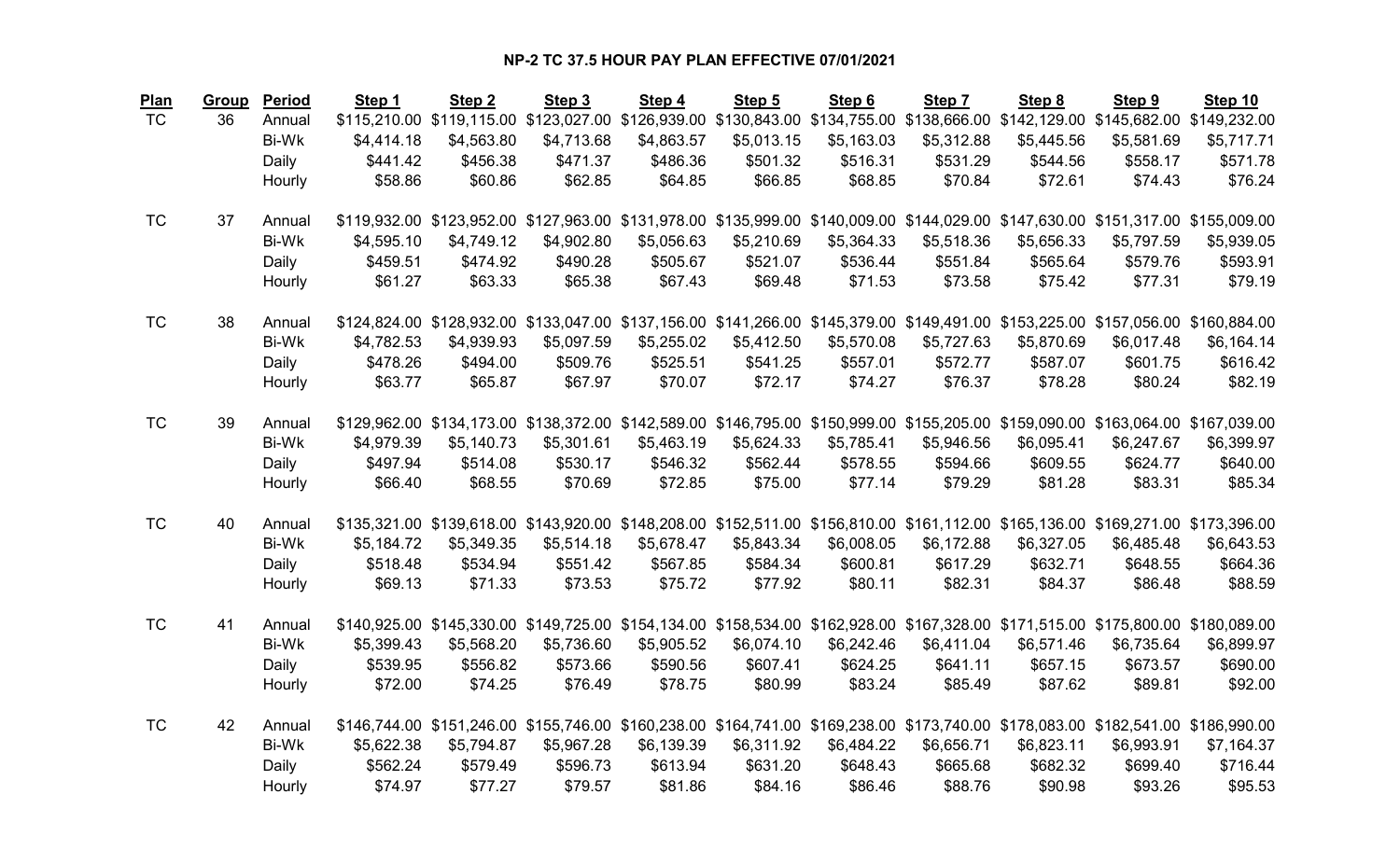# NP-2 TC 37.5 HOUR PAY PLAN EFFECTIVE 07/01/2021

| Plan | Group | Period | Step 1 | Step 2 | Step 3 | Step 4 | Step 5 | Step 6 | Step 7 | Step 8 | Step 9 | Step 10 |
|---|---|---|---|---|---|---|---|---|---|---|---|---|
| TC | 36 | Annual | $115,210.00 | $119,115.00 | $123,027.00 | $126,939.00 | $130,843.00 | $134,755.00 | $138,666.00 | $142,129.00 | $145,682.00 | $149,232.00 |
| | | Bi-Wk | $4,414.18 | $4,563.80 | $4,713.68 | $4,863.57 | $5,013.15 | $5,163.03 | $5,312.88 | $5,445.56 | $5,581.69 | $5,717.71 |
| | | Daily | $441.42 | $456.38 | $471.37 | $486.36 | $501.32 | $516.31 | $531.29 | $544.56 | $558.17 | $571.78 |
| | | Hourly | $58.86 | $60.86 | $62.85 | $64.85 | $66.85 | $68.85 | $70.84 | $72.61 | $74.43 | $76.24 |
| TC | 37 | Annual | $119,932.00 | $123,952.00 | $127,963.00 | $131,978.00 | $135,999.00 | $140,009.00 | $144,029.00 | $147,630.00 | $151,317.00 | $155,009.00 |
| | | Bi-Wk | $4,595.10 | $4,749.12 | $4,902.80 | $5,056.63 | $5,210.69 | $5,364.33 | $5,518.36 | $5,656.33 | $5,797.59 | $5,939.05 |
| | | Daily | $459.51 | $474.92 | $490.28 | $505.67 | $521.07 | $536.44 | $551.84 | $565.64 | $579.76 | $593.91 |
| | | Hourly | $61.27 | $63.33 | $65.38 | $67.43 | $69.48 | $71.53 | $73.58 | $75.42 | $77.31 | $79.19 |
| TC | 38 | Annual | $124,824.00 | $128,932.00 | $133,047.00 | $137,156.00 | $141,266.00 | $145,379.00 | $149,491.00 | $153,225.00 | $157,056.00 | $160,884.00 |
| | | Bi-Wk | $4,782.53 | $4,939.93 | $5,097.59 | $5,255.02 | $5,412.50 | $5,570.08 | $5,727.63 | $5,870.69 | $6,017.48 | $6,164.14 |
| | | Daily | $478.26 | $494.00 | $509.76 | $525.51 | $541.25 | $557.01 | $572.77 | $587.07 | $601.75 | $616.42 |
| | | Hourly | $63.77 | $65.87 | $67.97 | $70.07 | $72.17 | $74.27 | $76.37 | $78.28 | $80.24 | $82.19 |
| TC | 39 | Annual | $129,962.00 | $134,173.00 | $138,372.00 | $142,589.00 | $146,795.00 | $150,999.00 | $155,205.00 | $159,090.00 | $163,064.00 | $167,039.00 |
| | | Bi-Wk | $4,979.39 | $5,140.73 | $5,301.61 | $5,463.19 | $5,624.33 | $5,785.41 | $5,946.56 | $6,095.41 | $6,247.67 | $6,399.97 |
| | | Daily | $497.94 | $514.08 | $530.17 | $546.32 | $562.44 | $578.55 | $594.66 | $609.55 | $624.77 | $640.00 |
| | | Hourly | $66.40 | $68.55 | $70.69 | $72.85 | $75.00 | $77.14 | $79.29 | $81.28 | $83.31 | $85.34 |
| TC | 40 | Annual | $135,321.00 | $139,618.00 | $143,920.00 | $148,208.00 | $152,511.00 | $156,810.00 | $161,112.00 | $165,136.00 | $169,271.00 | $173,396.00 |
| | | Bi-Wk | $5,184.72 | $5,349.35 | $5,514.18 | $5,678.47 | $5,843.34 | $6,008.05 | $6,172.88 | $6,327.05 | $6,485.48 | $6,643.53 |
| | | Daily | $518.48 | $534.94 | $551.42 | $567.85 | $584.34 | $600.81 | $617.29 | $632.71 | $648.55 | $664.36 |
| | | Hourly | $69.13 | $71.33 | $73.53 | $75.72 | $77.92 | $80.11 | $82.31 | $84.37 | $86.48 | $88.59 |
| TC | 41 | Annual | $140,925.00 | $145,330.00 | $149,725.00 | $154,134.00 | $158,534.00 | $162,928.00 | $167,328.00 | $171,515.00 | $175,800.00 | $180,089.00 |
| | | Bi-Wk | $5,399.43 | $5,568.20 | $5,736.60 | $5,905.52 | $6,074.10 | $6,242.46 | $6,411.04 | $6,571.46 | $6,735.64 | $6,899.97 |
| | | Daily | $539.95 | $556.82 | $573.66 | $590.56 | $607.41 | $624.25 | $641.11 | $657.15 | $673.57 | $690.00 |
| | | Hourly | $72.00 | $74.25 | $76.49 | $78.75 | $80.99 | $83.24 | $85.49 | $87.62 | $89.81 | $92.00 |
| TC | 42 | Annual | $146,744.00 | $151,246.00 | $155,746.00 | $160,238.00 | $164,741.00 | $169,238.00 | $173,740.00 | $178,083.00 | $182,541.00 | $186,990.00 |
| | | Bi-Wk | $5,622.38 | $5,794.87 | $5,967.28 | $6,139.39 | $6,311.92 | $6,484.22 | $6,656.71 | $6,823.11 | $6,993.91 | $7,164.37 |
| | | Daily | $562.24 | $579.49 | $596.73 | $613.94 | $631.20 | $648.43 | $665.68 | $682.32 | $699.40 | $716.44 |
| | | Hourly | $74.97 | $77.27 | $79.57 | $81.86 | $84.16 | $86.46 | $88.76 | $90.98 | $93.26 | $95.53 |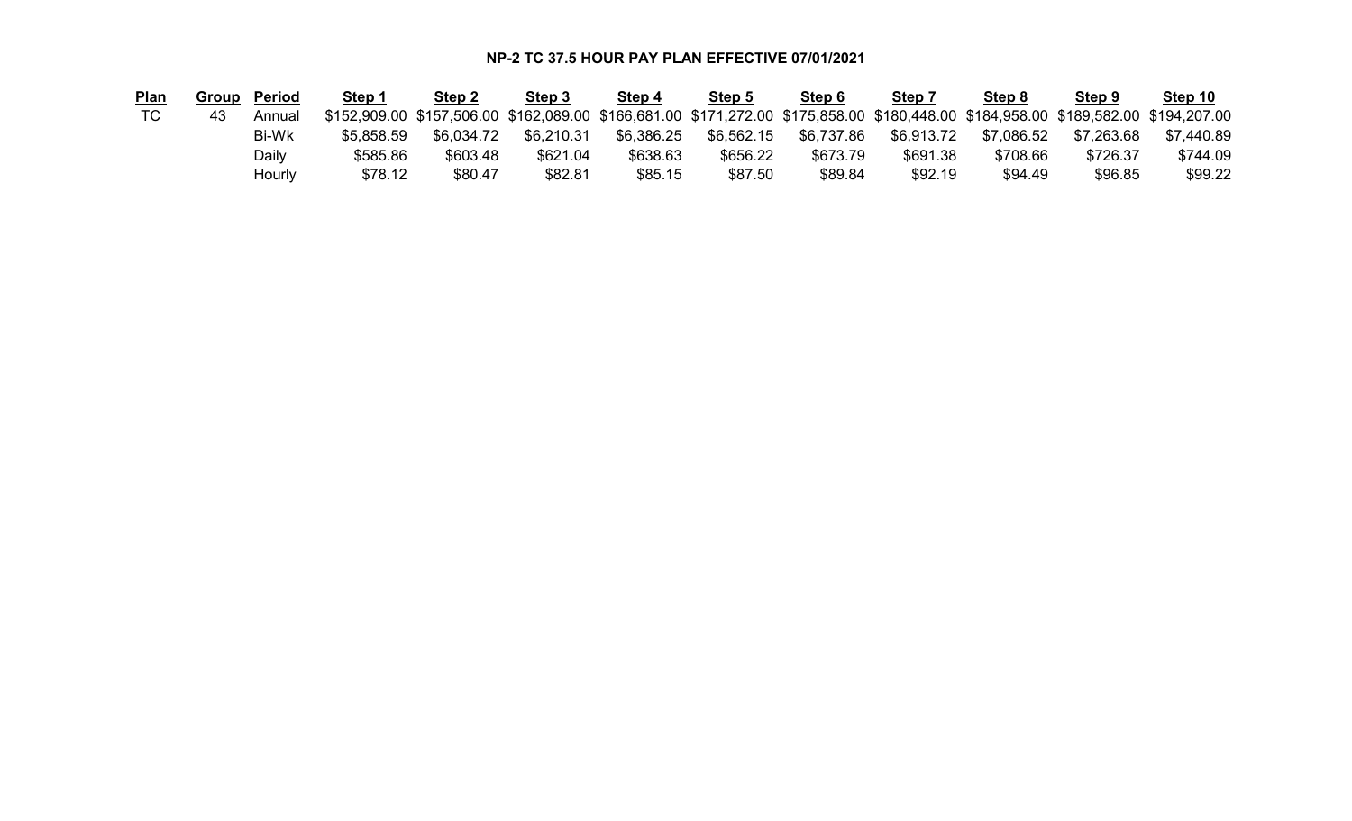**NP-2 TC 37.5 HOUR PAY PLAN EFFECTIVE 07/01/2021**

| Plan | Group | Period | Step 1 | Step 2 | Step 3 | Step 4 | Step 5 | Step 6 | Step 7 | Step 8 | Step 9 | Step 10 |
|---|---|---|---|---|---|---|---|---|---|---|---|---|
| TC | 43 | Annual | $152,909.00 | $157,506.00 | $162,089.00 | $166,681.00 | $171,272.00 | $175,858.00 | $180,448.00 | $184,958.00 | $189,582.00 | $194,207.00 |
| | | Bi-Wk | $5,858.59 | $6,034.72 | $6,210.31 | $6,386.25 | $6,562.15 | $6,737.86 | $6,913.72 | $7,086.52 | $7,263.68 | $7,440.89 |
| | | Daily | $585.86 | $603.48 | $621.04 | $638.63 | $656.22 | $673.79 | $691.38 | $708.66 | $726.37 | $744.09 |
| | | Hourly | $78.12 | $80.47 | $82.81 | $85.15 | $87.50 | $89.84 | $92.19 | $94.49 | $96.85 | $99.22 |